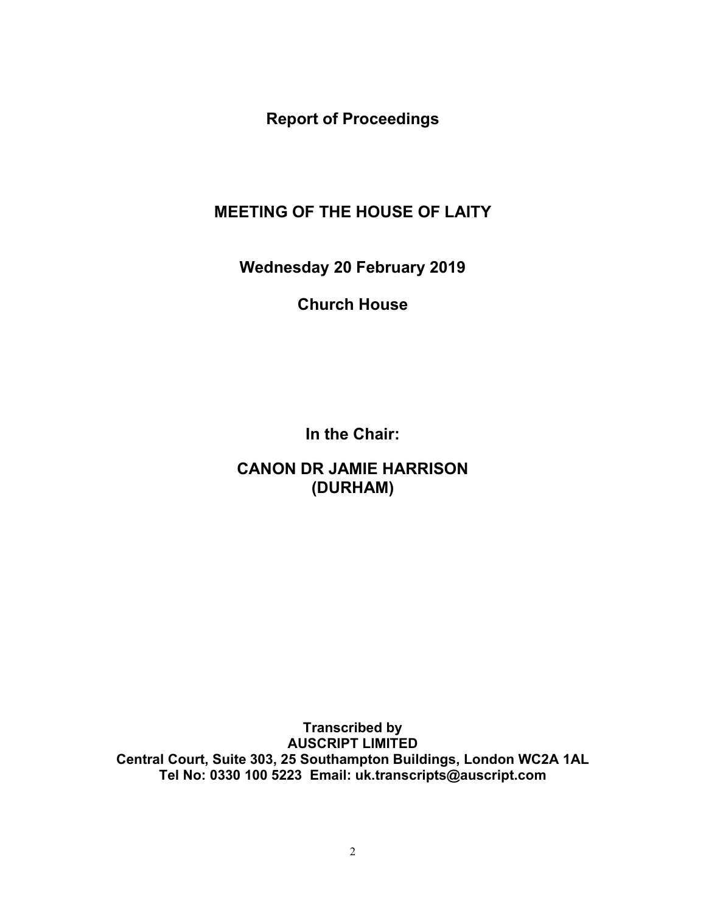# Report of Proceedings

## MEETING OF THE HOUSE OF LAITY

**Wednesday 20 February 2019**

**Church House**

**In the Chair:**

**CANON DR JAMIE HARRISON (DURHAM)**

**Transcribed by**
**AUSCRIPT LIMITED**
**Central Court, Suite 303, 25 Southampton Buildings, London WC2A 1AL**
**Tel No: 0330 100 5223 Email: uk.transcripts@auscript.com**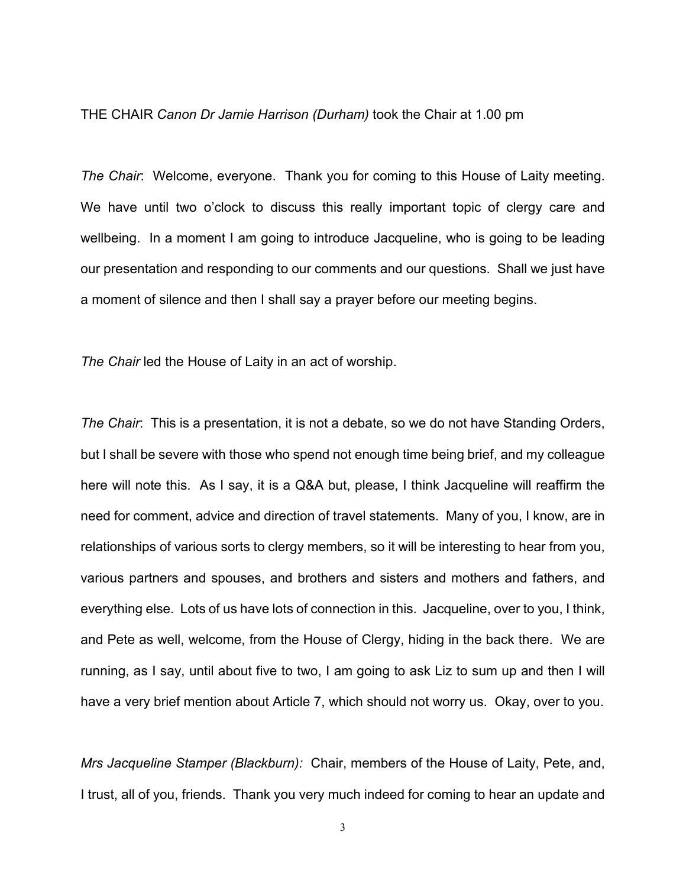THE CHAIR *Canon Dr Jamie Harrison (Durham)* took the Chair at 1.00 pm

*The Chair*: Welcome, everyone. Thank you for coming to this House of Laity meeting. We have until two o'clock to discuss this really important topic of clergy care and wellbeing. In a moment I am going to introduce Jacqueline, who is going to be leading our presentation and responding to our comments and our questions. Shall we just have a moment of silence and then I shall say a prayer before our meeting begins.

*The Chair* led the House of Laity in an act of worship.

*The Chair*: This is a presentation, it is not a debate, so we do not have Standing Orders, but I shall be severe with those who spend not enough time being brief, and my colleague here will note this. As I say, it is a Q&A but, please, I think Jacqueline will reaffirm the need for comment, advice and direction of travel statements. Many of you, I know, are in relationships of various sorts to clergy members, so it will be interesting to hear from you, various partners and spouses, and brothers and sisters and mothers and fathers, and everything else. Lots of us have lots of connection in this. Jacqueline, over to you, I think, and Pete as well, welcome, from the House of Clergy, hiding in the back there. We are running, as I say, until about five to two, I am going to ask Liz to sum up and then I will have a very brief mention about Article 7, which should not worry us. Okay, over to you.

*Mrs Jacqueline Stamper (Blackburn):* Chair, members of the House of Laity, Pete, and, I trust, all of you, friends. Thank you very much indeed for coming to hear an update and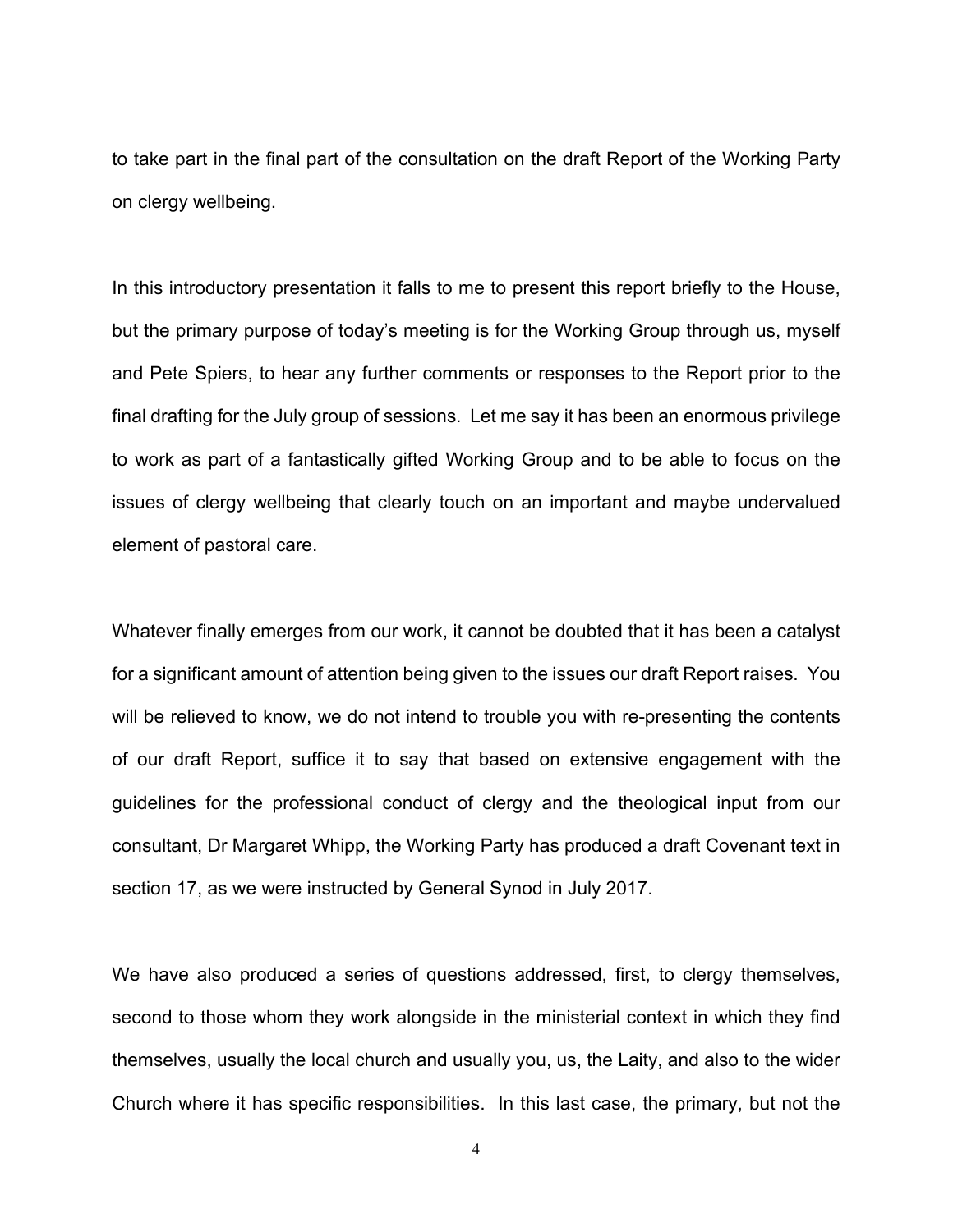to take part in the final part of the consultation on the draft Report of the Working Party on clergy wellbeing.

In this introductory presentation it falls to me to present this report briefly to the House, but the primary purpose of today's meeting is for the Working Group through us, myself and Pete Spiers, to hear any further comments or responses to the Report prior to the final drafting for the July group of sessions. Let me say it has been an enormous privilege to work as part of a fantastically gifted Working Group and to be able to focus on the issues of clergy wellbeing that clearly touch on an important and maybe undervalued element of pastoral care.

Whatever finally emerges from our work, it cannot be doubted that it has been a catalyst for a significant amount of attention being given to the issues our draft Report raises. You will be relieved to know, we do not intend to trouble you with re-presenting the contents of our draft Report, suffice it to say that based on extensive engagement with the guidelines for the professional conduct of clergy and the theological input from our consultant, Dr Margaret Whipp, the Working Party has produced a draft Covenant text in section 17, as we were instructed by General Synod in July 2017.

We have also produced a series of questions addressed, first, to clergy themselves, second to those whom they work alongside in the ministerial context in which they find themselves, usually the local church and usually you, us, the Laity, and also to the wider Church where it has specific responsibilities. In this last case, the primary, but not the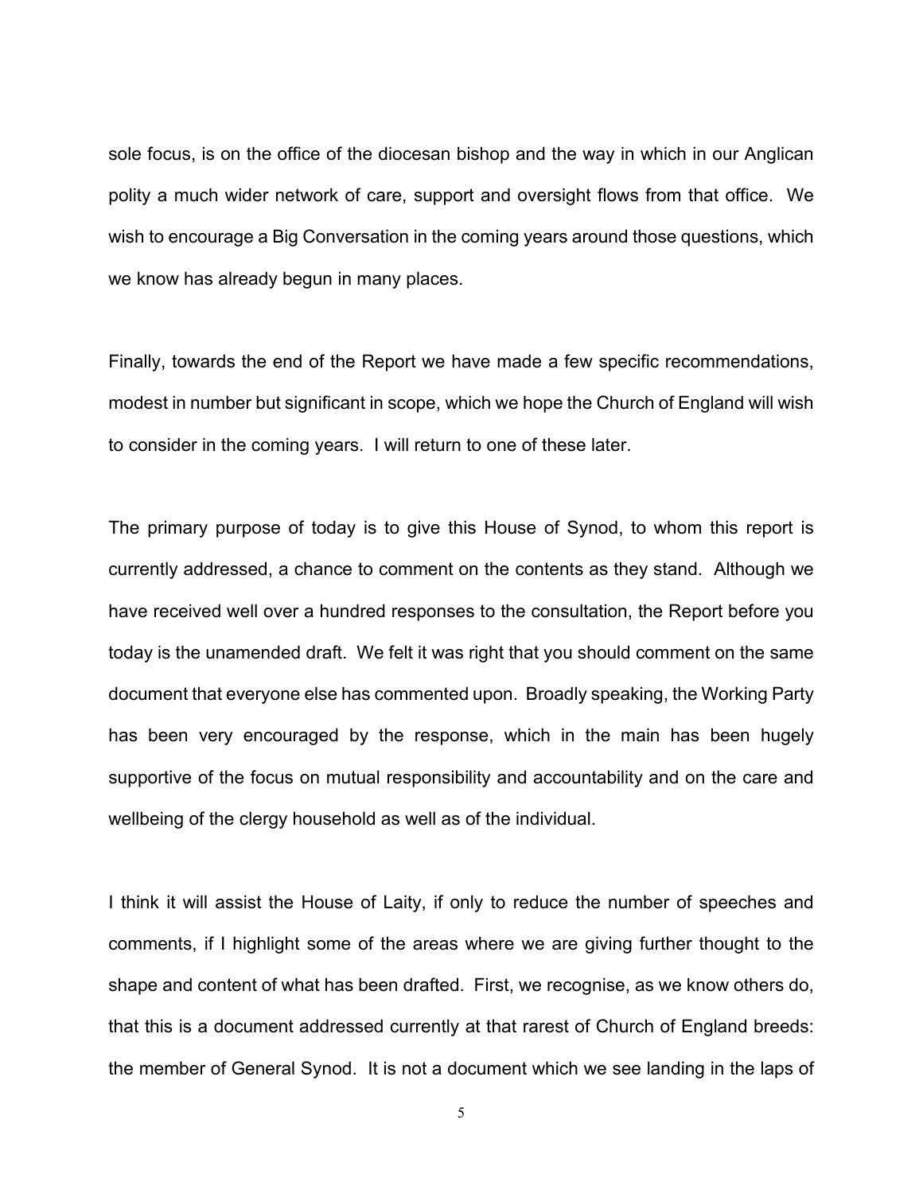sole focus, is on the office of the diocesan bishop and the way in which in our Anglican polity a much wider network of care, support and oversight flows from that office. We wish to encourage a Big Conversation in the coming years around those questions, which we know has already begun in many places.

Finally, towards the end of the Report we have made a few specific recommendations, modest in number but significant in scope, which we hope the Church of England will wish to consider in the coming years. I will return to one of these later.

The primary purpose of today is to give this House of Synod, to whom this report is currently addressed, a chance to comment on the contents as they stand. Although we have received well over a hundred responses to the consultation, the Report before you today is the unamended draft. We felt it was right that you should comment on the same document that everyone else has commented upon. Broadly speaking, the Working Party has been very encouraged by the response, which in the main has been hugely supportive of the focus on mutual responsibility and accountability and on the care and wellbeing of the clergy household as well as of the individual.

I think it will assist the House of Laity, if only to reduce the number of speeches and comments, if I highlight some of the areas where we are giving further thought to the shape and content of what has been drafted. First, we recognise, as we know others do, that this is a document addressed currently at that rarest of Church of England breeds: the member of General Synod. It is not a document which we see landing in the laps of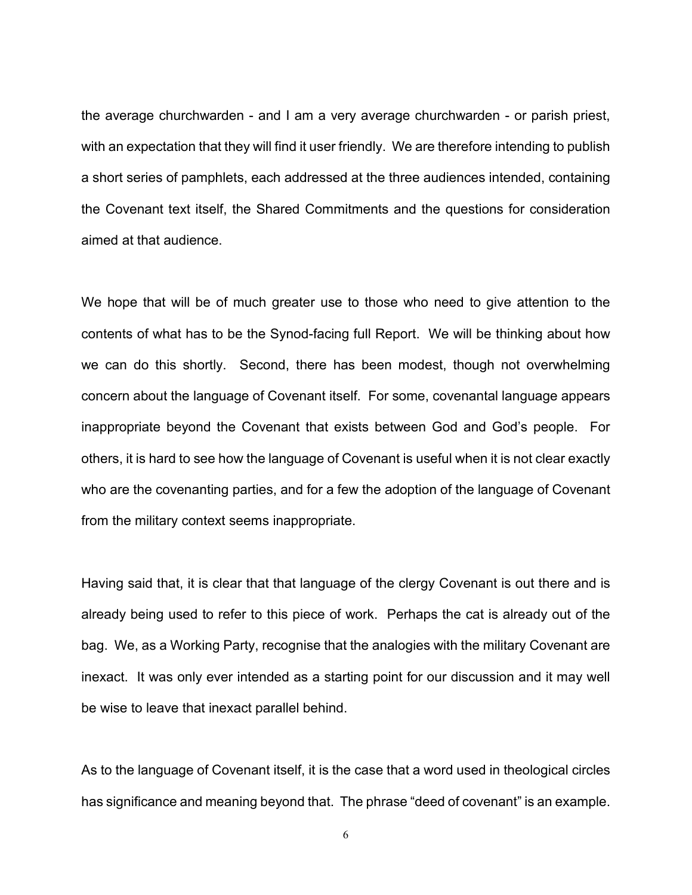the average churchwarden - and I am a very average churchwarden - or parish priest, with an expectation that they will find it user friendly. We are therefore intending to publish a short series of pamphlets, each addressed at the three audiences intended, containing the Covenant text itself, the Shared Commitments and the questions for consideration aimed at that audience.

We hope that will be of much greater use to those who need to give attention to the contents of what has to be the Synod-facing full Report. We will be thinking about how we can do this shortly. Second, there has been modest, though not overwhelming concern about the language of Covenant itself. For some, covenantal language appears inappropriate beyond the Covenant that exists between God and God's people. For others, it is hard to see how the language of Covenant is useful when it is not clear exactly who are the covenanting parties, and for a few the adoption of the language of Covenant from the military context seems inappropriate.

Having said that, it is clear that that language of the clergy Covenant is out there and is already being used to refer to this piece of work. Perhaps the cat is already out of the bag. We, as a Working Party, recognise that the analogies with the military Covenant are inexact. It was only ever intended as a starting point for our discussion and it may well be wise to leave that inexact parallel behind.

As to the language of Covenant itself, it is the case that a word used in theological circles has significance and meaning beyond that. The phrase "deed of covenant" is an example.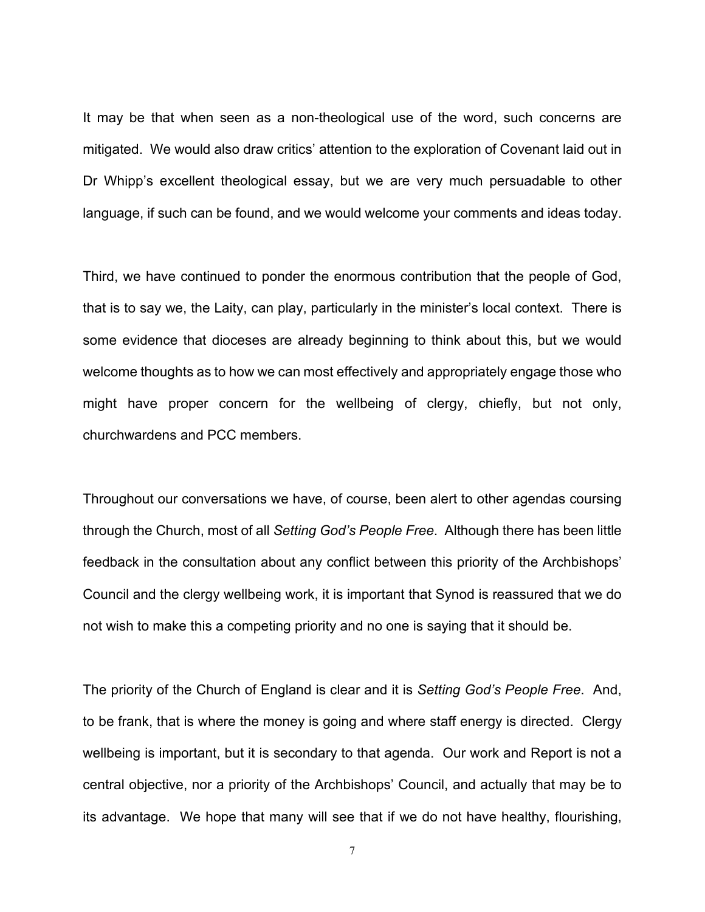It may be that when seen as a non-theological use of the word, such concerns are mitigated. We would also draw critics' attention to the exploration of Covenant laid out in Dr Whipp's excellent theological essay, but we are very much persuadable to other language, if such can be found, and we would welcome your comments and ideas today.

Third, we have continued to ponder the enormous contribution that the people of God, that is to say we, the Laity, can play, particularly in the minister's local context. There is some evidence that dioceses are already beginning to think about this, but we would welcome thoughts as to how we can most effectively and appropriately engage those who might have proper concern for the wellbeing of clergy, chiefly, but not only, churchwardens and PCC members.

Throughout our conversations we have, of course, been alert to other agendas coursing through the Church, most of all *Setting God's People Free*. Although there has been little feedback in the consultation about any conflict between this priority of the Archbishops' Council and the clergy wellbeing work, it is important that Synod is reassured that we do not wish to make this a competing priority and no one is saying that it should be.

The priority of the Church of England is clear and it is *Setting God's People Free*. And, to be frank, that is where the money is going and where staff energy is directed. Clergy wellbeing is important, but it is secondary to that agenda. Our work and Report is not a central objective, nor a priority of the Archbishops' Council, and actually that may be to its advantage. We hope that many will see that if we do not have healthy, flourishing,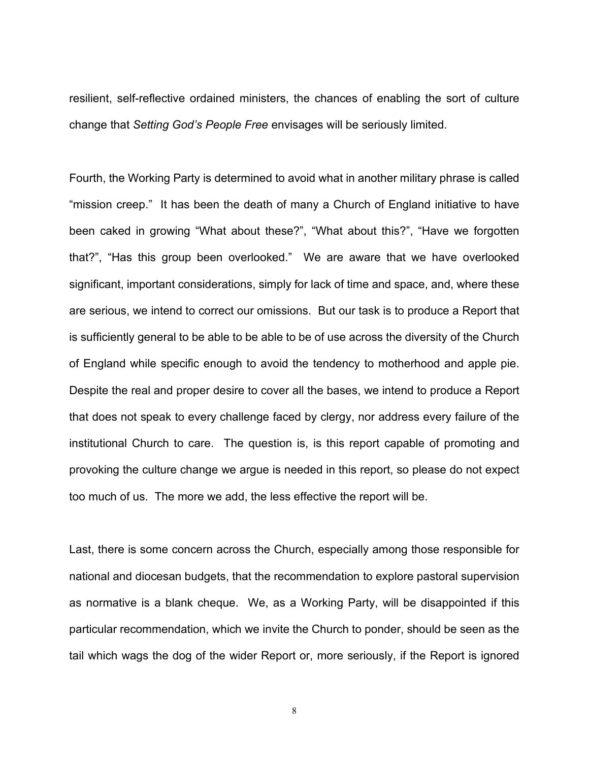resilient, self-reflective ordained ministers, the chances of enabling the sort of culture change that *Setting God's People Free* envisages will be seriously limited.

Fourth, the Working Party is determined to avoid what in another military phrase is called "mission creep." It has been the death of many a Church of England initiative to have been caked in growing "What about these?", "What about this?", "Have we forgotten that?", "Has this group been overlooked." We are aware that we have overlooked significant, important considerations, simply for lack of time and space, and, where these are serious, we intend to correct our omissions. But our task is to produce a Report that is sufficiently general to be able to be able to be of use across the diversity of the Church of England while specific enough to avoid the tendency to motherhood and apple pie. Despite the real and proper desire to cover all the bases, we intend to produce a Report that does not speak to every challenge faced by clergy, nor address every failure of the institutional Church to care. The question is, is this report capable of promoting and provoking the culture change we argue is needed in this report, so please do not expect too much of us. The more we add, the less effective the report will be.

Last, there is some concern across the Church, especially among those responsible for national and diocesan budgets, that the recommendation to explore pastoral supervision as normative is a blank cheque. We, as a Working Party, will be disappointed if this particular recommendation, which we invite the Church to ponder, should be seen as the tail which wags the dog of the wider Report or, more seriously, if the Report is ignored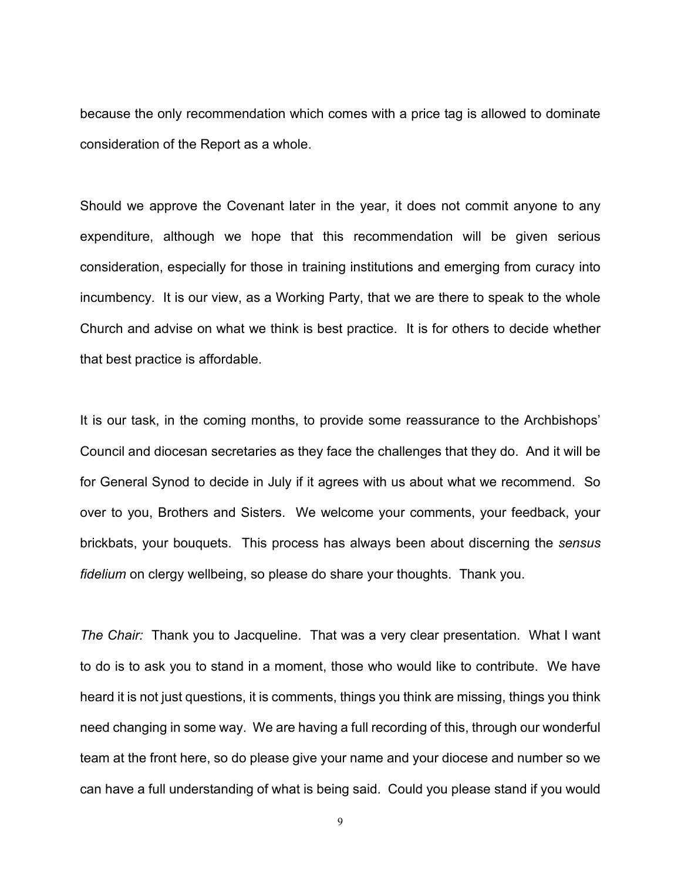because the only recommendation which comes with a price tag is allowed to dominate consideration of the Report as a whole.

Should we approve the Covenant later in the year, it does not commit anyone to any expenditure, although we hope that this recommendation will be given serious consideration, especially for those in training institutions and emerging from curacy into incumbency. It is our view, as a Working Party, that we are there to speak to the whole Church and advise on what we think is best practice. It is for others to decide whether that best practice is affordable.

It is our task, in the coming months, to provide some reassurance to the Archbishops' Council and diocesan secretaries as they face the challenges that they do. And it will be for General Synod to decide in July if it agrees with us about what we recommend. So over to you, Brothers and Sisters. We welcome your comments, your feedback, your brickbats, your bouquets. This process has always been about discerning the *sensus fidelium* on clergy wellbeing, so please do share your thoughts. Thank you.

*The Chair:* Thank you to Jacqueline. That was a very clear presentation. What I want to do is to ask you to stand in a moment, those who would like to contribute. We have heard it is not just questions, it is comments, things you think are missing, things you think need changing in some way. We are having a full recording of this, through our wonderful team at the front here, so do please give your name and your diocese and number so we can have a full understanding of what is being said. Could you please stand if you would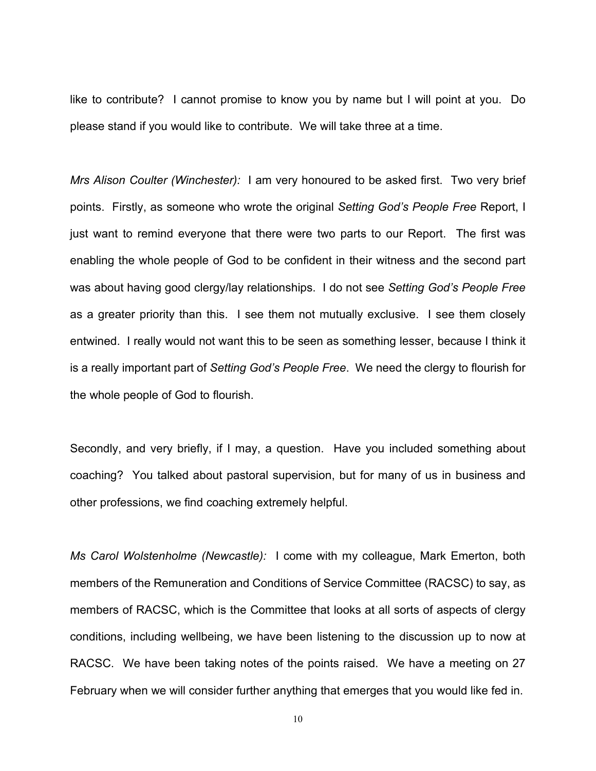like to contribute? I cannot promise to know you by name but I will point at you. Do please stand if you would like to contribute. We will take three at a time.

*Mrs Alison Coulter (Winchester):* I am very honoured to be asked first. Two very brief points. Firstly, as someone who wrote the original *Setting God's People Free* Report, I just want to remind everyone that there were two parts to our Report. The first was enabling the whole people of God to be confident in their witness and the second part was about having good clergy/lay relationships. I do not see *Setting God's People Free* as a greater priority than this. I see them not mutually exclusive. I see them closely entwined. I really would not want this to be seen as something lesser, because I think it is a really important part of *Setting God's People Free*. We need the clergy to flourish for the whole people of God to flourish.

Secondly, and very briefly, if I may, a question. Have you included something about coaching? You talked about pastoral supervision, but for many of us in business and other professions, we find coaching extremely helpful.

*Ms Carol Wolstenholme (Newcastle):* I come with my colleague, Mark Emerton, both members of the Remuneration and Conditions of Service Committee (RACSC) to say, as members of RACSC, which is the Committee that looks at all sorts of aspects of clergy conditions, including wellbeing, we have been listening to the discussion up to now at RACSC. We have been taking notes of the points raised. We have a meeting on 27 February when we will consider further anything that emerges that you would like fed in.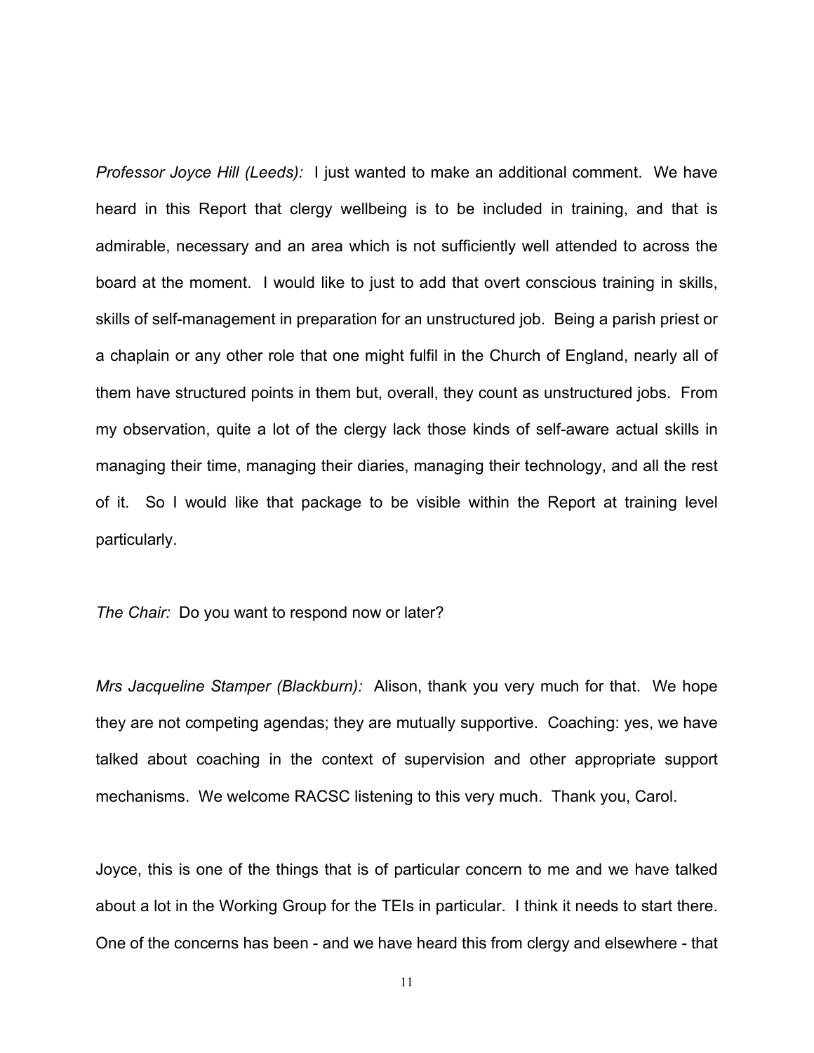*Professor Joyce Hill (Leeds):* I just wanted to make an additional comment. We have heard in this Report that clergy wellbeing is to be included in training, and that is admirable, necessary and an area which is not sufficiently well attended to across the board at the moment. I would like to just to add that overt conscious training in skills, skills of self-management in preparation for an unstructured job. Being a parish priest or a chaplain or any other role that one might fulfil in the Church of England, nearly all of them have structured points in them but, overall, they count as unstructured jobs. From my observation, quite a lot of the clergy lack those kinds of self-aware actual skills in managing their time, managing their diaries, managing their technology, and all the rest of it. So I would like that package to be visible within the Report at training level particularly.

*The Chair:* Do you want to respond now or later?

*Mrs Jacqueline Stamper (Blackburn):* Alison, thank you very much for that. We hope they are not competing agendas; they are mutually supportive. Coaching: yes, we have talked about coaching in the context of supervision and other appropriate support mechanisms. We welcome RACSC listening to this very much. Thank you, Carol.

Joyce, this is one of the things that is of particular concern to me and we have talked about a lot in the Working Group for the TEIs in particular. I think it needs to start there. One of the concerns has been - and we have heard this from clergy and elsewhere - that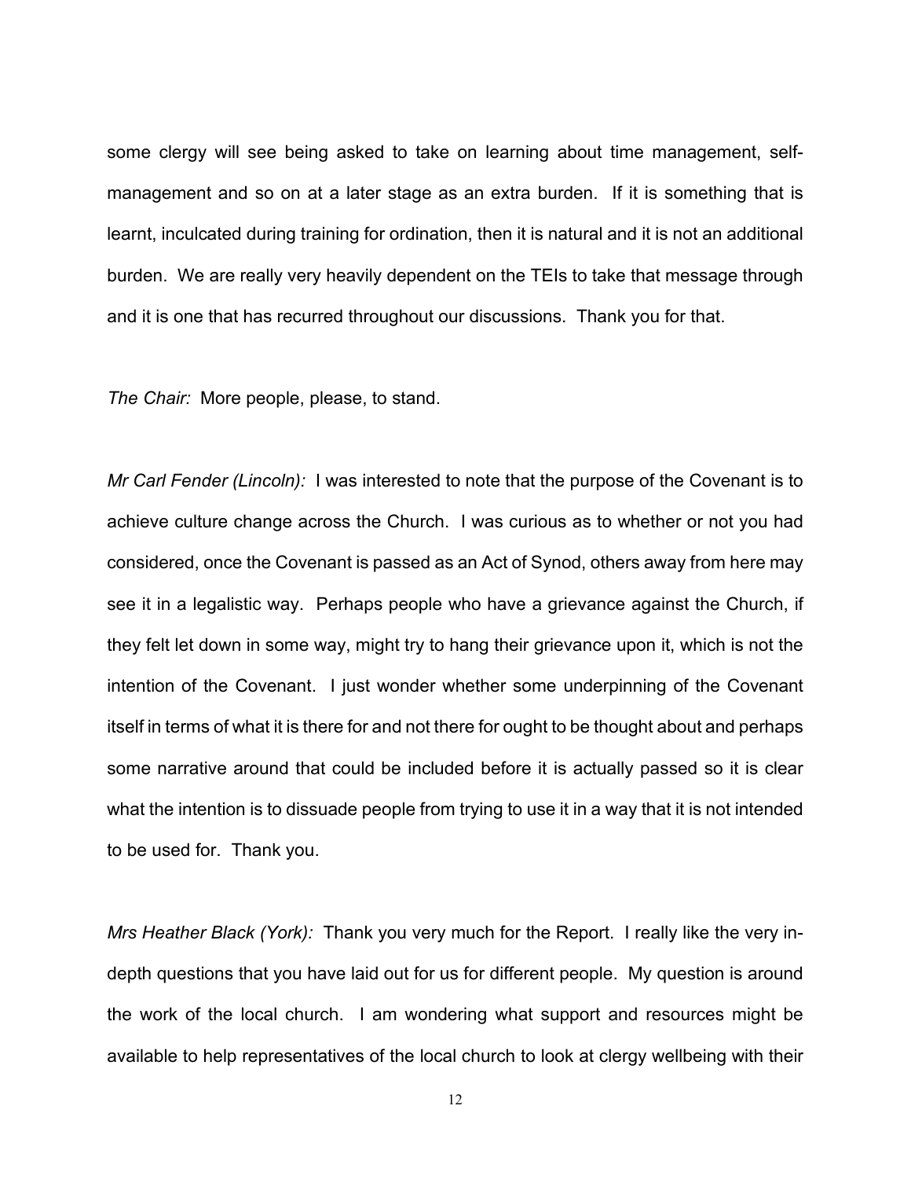some clergy will see being asked to take on learning about time management, self-management and so on at a later stage as an extra burden. If it is something that is learnt, inculcated during training for ordination, then it is natural and it is not an additional burden. We are really very heavily dependent on the TEIs to take that message through and it is one that has recurred throughout our discussions. Thank you for that.

*The Chair:* More people, please, to stand.

*Mr Carl Fender (Lincoln):* I was interested to note that the purpose of the Covenant is to achieve culture change across the Church. I was curious as to whether or not you had considered, once the Covenant is passed as an Act of Synod, others away from here may see it in a legalistic way. Perhaps people who have a grievance against the Church, if they felt let down in some way, might try to hang their grievance upon it, which is not the intention of the Covenant. I just wonder whether some underpinning of the Covenant itself in terms of what it is there for and not there for ought to be thought about and perhaps some narrative around that could be included before it is actually passed so it is clear what the intention is to dissuade people from trying to use it in a way that it is not intended to be used for. Thank you.

*Mrs Heather Black (York):* Thank you very much for the Report. I really like the very in-depth questions that you have laid out for us for different people. My question is around the work of the local church. I am wondering what support and resources might be available to help representatives of the local church to look at clergy wellbeing with their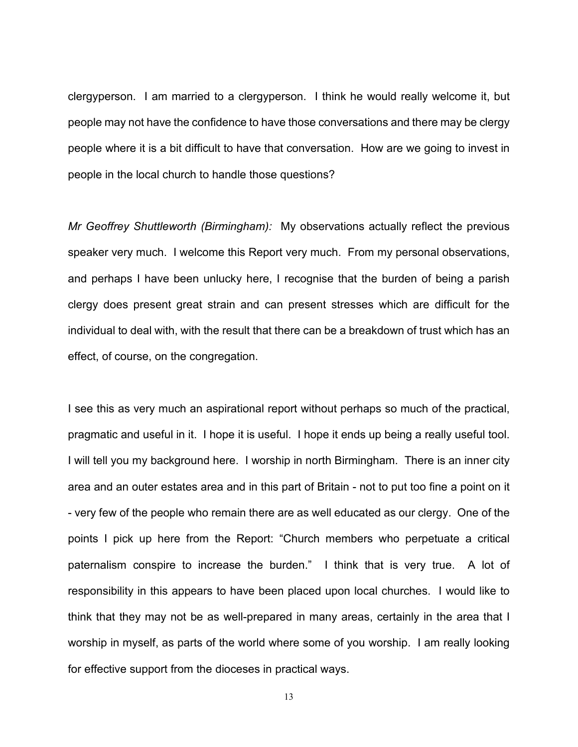clergyperson. I am married to a clergyperson. I think he would really welcome it, but people may not have the confidence to have those conversations and there may be clergy people where it is a bit difficult to have that conversation. How are we going to invest in people in the local church to handle those questions?

*Mr Geoffrey Shuttleworth (Birmingham):* My observations actually reflect the previous speaker very much. I welcome this Report very much. From my personal observations, and perhaps I have been unlucky here, I recognise that the burden of being a parish clergy does present great strain and can present stresses which are difficult for the individual to deal with, with the result that there can be a breakdown of trust which has an effect, of course, on the congregation.

I see this as very much an aspirational report without perhaps so much of the practical, pragmatic and useful in it. I hope it is useful. I hope it ends up being a really useful tool. I will tell you my background here. I worship in north Birmingham. There is an inner city area and an outer estates area and in this part of Britain - not to put too fine a point on it - very few of the people who remain there are as well educated as our clergy. One of the points I pick up here from the Report: "Church members who perpetuate a critical paternalism conspire to increase the burden." I think that is very true. A lot of responsibility in this appears to have been placed upon local churches. I would like to think that they may not be as well-prepared in many areas, certainly in the area that I worship in myself, as parts of the world where some of you worship. I am really looking for effective support from the dioceses in practical ways.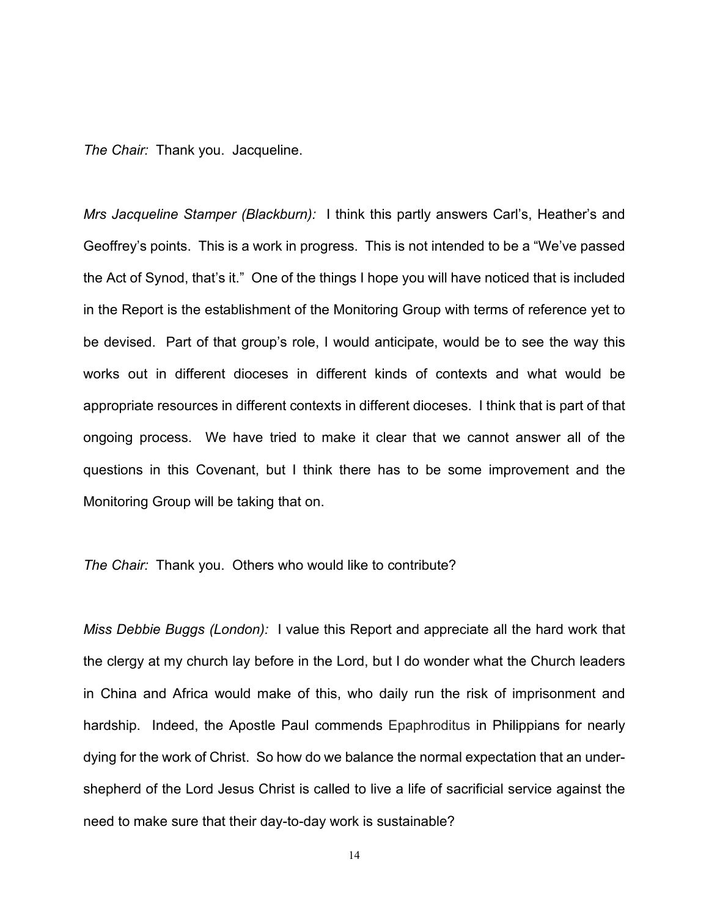*The Chair:* Thank you. Jacqueline.

*Mrs Jacqueline Stamper (Blackburn):* I think this partly answers Carl's, Heather's and Geoffrey's points. This is a work in progress. This is not intended to be a "We've passed the Act of Synod, that's it." One of the things I hope you will have noticed that is included in the Report is the establishment of the Monitoring Group with terms of reference yet to be devised. Part of that group's role, I would anticipate, would be to see the way this works out in different dioceses in different kinds of contexts and what would be appropriate resources in different contexts in different dioceses. I think that is part of that ongoing process. We have tried to make it clear that we cannot answer all of the questions in this Covenant, but I think there has to be some improvement and the Monitoring Group will be taking that on.

*The Chair:* Thank you. Others who would like to contribute?

*Miss Debbie Buggs (London):* I value this Report and appreciate all the hard work that the clergy at my church lay before in the Lord, but I do wonder what the Church leaders in China and Africa would make of this, who daily run the risk of imprisonment and hardship. Indeed, the Apostle Paul commends Epaphroditus in Philippians for nearly dying for the work of Christ. So how do we balance the normal expectation that an under-shepherd of the Lord Jesus Christ is called to live a life of sacrificial service against the need to make sure that their day-to-day work is sustainable?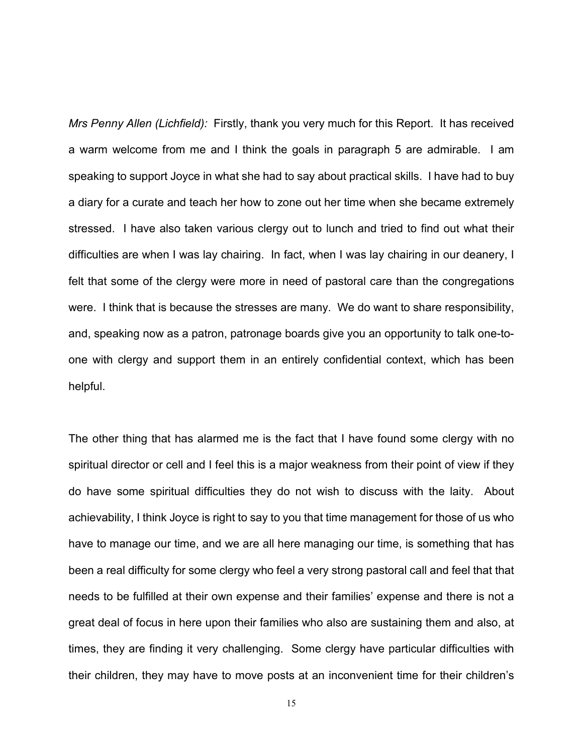*Mrs Penny Allen (Lichfield):* Firstly, thank you very much for this Report. It has received a warm welcome from me and I think the goals in paragraph 5 are admirable. I am speaking to support Joyce in what she had to say about practical skills. I have had to buy a diary for a curate and teach her how to zone out her time when she became extremely stressed. I have also taken various clergy out to lunch and tried to find out what their difficulties are when I was lay chairing. In fact, when I was lay chairing in our deanery, I felt that some of the clergy were more in need of pastoral care than the congregations were. I think that is because the stresses are many. We do want to share responsibility, and, speaking now as a patron, patronage boards give you an opportunity to talk one-to-one with clergy and support them in an entirely confidential context, which has been helpful.

The other thing that has alarmed me is the fact that I have found some clergy with no spiritual director or cell and I feel this is a major weakness from their point of view if they do have some spiritual difficulties they do not wish to discuss with the laity. About achievability, I think Joyce is right to say to you that time management for those of us who have to manage our time, and we are all here managing our time, is something that has been a real difficulty for some clergy who feel a very strong pastoral call and feel that that needs to be fulfilled at their own expense and their families' expense and there is not a great deal of focus in here upon their families who also are sustaining them and also, at times, they are finding it very challenging. Some clergy have particular difficulties with their children, they may have to move posts at an inconvenient time for their children's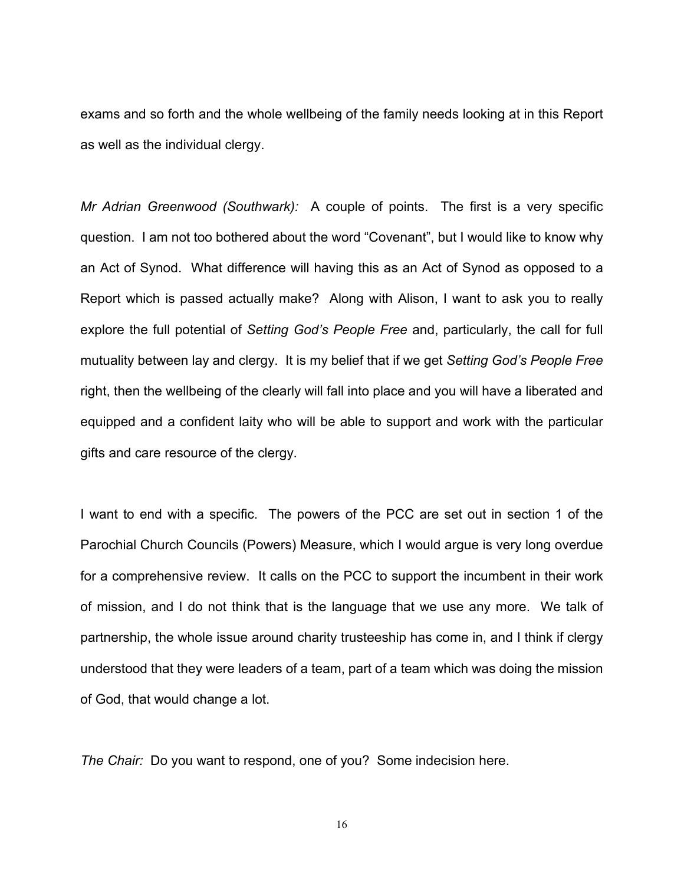exams and so forth and the whole wellbeing of the family needs looking at in this Report as well as the individual clergy.

*Mr Adrian Greenwood (Southwark):* A couple of points. The first is a very specific question. I am not too bothered about the word "Covenant", but I would like to know why an Act of Synod. What difference will having this as an Act of Synod as opposed to a Report which is passed actually make? Along with Alison, I want to ask you to really explore the full potential of *Setting God's People Free* and, particularly, the call for full mutuality between lay and clergy. It is my belief that if we get *Setting God's People Free* right, then the wellbeing of the clearly will fall into place and you will have a liberated and equipped and a confident laity who will be able to support and work with the particular gifts and care resource of the clergy.

I want to end with a specific. The powers of the PCC are set out in section 1 of the Parochial Church Councils (Powers) Measure, which I would argue is very long overdue for a comprehensive review. It calls on the PCC to support the incumbent in their work of mission, and I do not think that is the language that we use any more. We talk of partnership, the whole issue around charity trusteeship has come in, and I think if clergy understood that they were leaders of a team, part of a team which was doing the mission of God, that would change a lot.

*The Chair:* Do you want to respond, one of you? Some indecision here.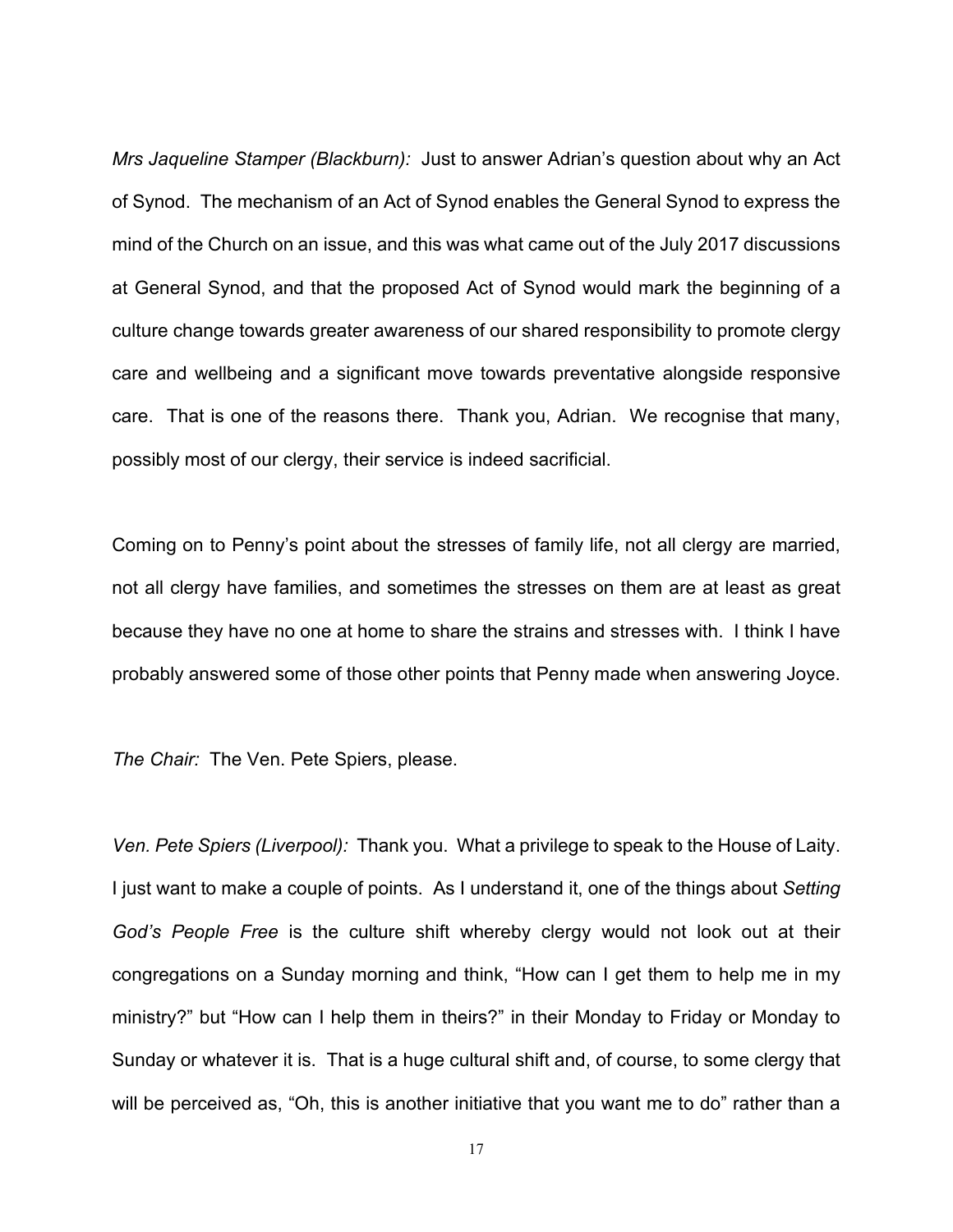*Mrs Jaqueline Stamper (Blackburn):* Just to answer Adrian's question about why an Act of Synod. The mechanism of an Act of Synod enables the General Synod to express the mind of the Church on an issue, and this was what came out of the July 2017 discussions at General Synod, and that the proposed Act of Synod would mark the beginning of a culture change towards greater awareness of our shared responsibility to promote clergy care and wellbeing and a significant move towards preventative alongside responsive care. That is one of the reasons there. Thank you, Adrian. We recognise that many, possibly most of our clergy, their service is indeed sacrificial.

Coming on to Penny's point about the stresses of family life, not all clergy are married, not all clergy have families, and sometimes the stresses on them are at least as great because they have no one at home to share the strains and stresses with. I think I have probably answered some of those other points that Penny made when answering Joyce.

*The Chair:* The Ven. Pete Spiers, please.

*Ven. Pete Spiers (Liverpool):* Thank you. What a privilege to speak to the House of Laity. I just want to make a couple of points. As I understand it, one of the things about *Setting God's People Free* is the culture shift whereby clergy would not look out at their congregations on a Sunday morning and think, "How can I get them to help me in my ministry?" but "How can I help them in theirs?" in their Monday to Friday or Monday to Sunday or whatever it is. That is a huge cultural shift and, of course, to some clergy that will be perceived as, "Oh, this is another initiative that you want me to do" rather than a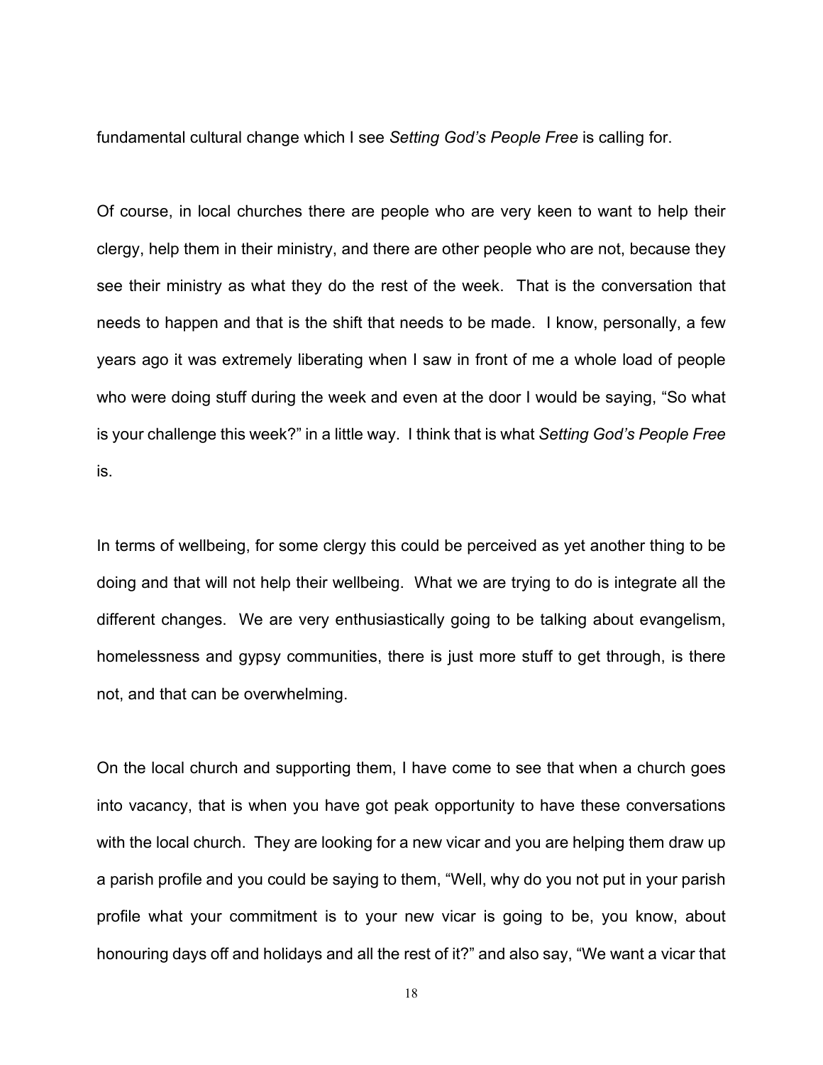fundamental cultural change which I see *Setting God's People Free* is calling for.

Of course, in local churches there are people who are very keen to want to help their clergy, help them in their ministry, and there are other people who are not, because they see their ministry as what they do the rest of the week. That is the conversation that needs to happen and that is the shift that needs to be made. I know, personally, a few years ago it was extremely liberating when I saw in front of me a whole load of people who were doing stuff during the week and even at the door I would be saying, "So what is your challenge this week?" in a little way. I think that is what *Setting God's People Free* is.

In terms of wellbeing, for some clergy this could be perceived as yet another thing to be doing and that will not help their wellbeing. What we are trying to do is integrate all the different changes. We are very enthusiastically going to be talking about evangelism, homelessness and gypsy communities, there is just more stuff to get through, is there not, and that can be overwhelming.

On the local church and supporting them, I have come to see that when a church goes into vacancy, that is when you have got peak opportunity to have these conversations with the local church. They are looking for a new vicar and you are helping them draw up a parish profile and you could be saying to them, "Well, why do you not put in your parish profile what your commitment is to your new vicar is going to be, you know, about honouring days off and holidays and all the rest of it?" and also say, "We want a vicar that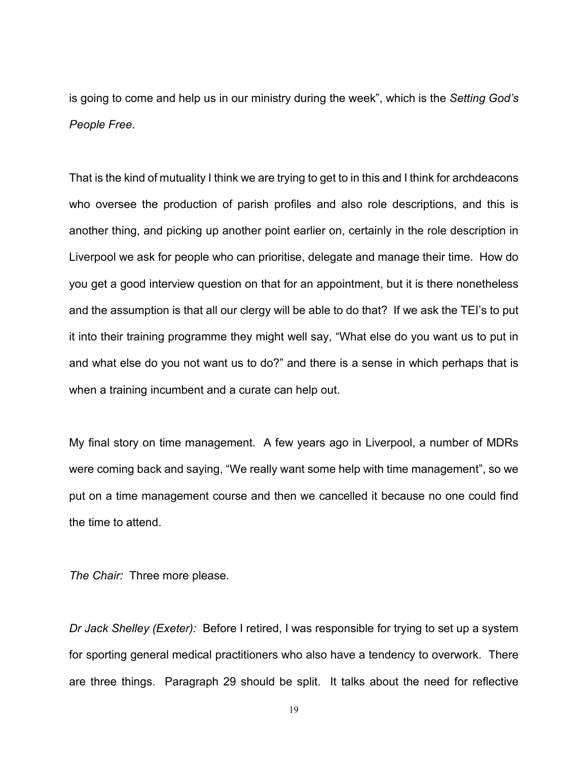is going to come and help us in our ministry during the week", which is the *Setting God's People Free*.

That is the kind of mutuality I think we are trying to get to in this and I think for archdeacons who oversee the production of parish profiles and also role descriptions, and this is another thing, and picking up another point earlier on, certainly in the role description in Liverpool we ask for people who can prioritise, delegate and manage their time. How do you get a good interview question on that for an appointment, but it is there nonetheless and the assumption is that all our clergy will be able to do that? If we ask the TEI's to put it into their training programme they might well say, "What else do you want us to put in and what else do you not want us to do?" and there is a sense in which perhaps that is when a training incumbent and a curate can help out.

My final story on time management. A few years ago in Liverpool, a number of MDRs were coming back and saying, "We really want some help with time management", so we put on a time management course and then we cancelled it because no one could find the time to attend.

*The Chair:* Three more please.

*Dr Jack Shelley (Exeter):* Before I retired, I was responsible for trying to set up a system for sporting general medical practitioners who also have a tendency to overwork. There are three things. Paragraph 29 should be split. It talks about the need for reflective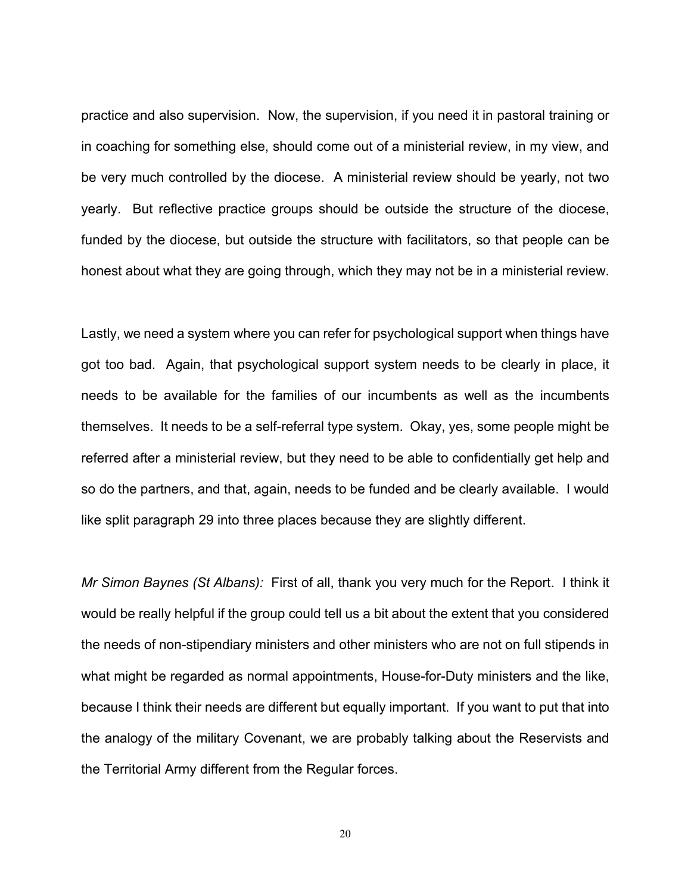practice and also supervision. Now, the supervision, if you need it in pastoral training or in coaching for something else, should come out of a ministerial review, in my view, and be very much controlled by the diocese. A ministerial review should be yearly, not two yearly. But reflective practice groups should be outside the structure of the diocese, funded by the diocese, but outside the structure with facilitators, so that people can be honest about what they are going through, which they may not be in a ministerial review.

Lastly, we need a system where you can refer for psychological support when things have got too bad. Again, that psychological support system needs to be clearly in place, it needs to be available for the families of our incumbents as well as the incumbents themselves. It needs to be a self-referral type system. Okay, yes, some people might be referred after a ministerial review, but they need to be able to confidentially get help and so do the partners, and that, again, needs to be funded and be clearly available. I would like split paragraph 29 into three places because they are slightly different.

*Mr Simon Baynes (St Albans):* First of all, thank you very much for the Report. I think it would be really helpful if the group could tell us a bit about the extent that you considered the needs of non-stipendiary ministers and other ministers who are not on full stipends in what might be regarded as normal appointments, House-for-Duty ministers and the like, because I think their needs are different but equally important. If you want to put that into the analogy of the military Covenant, we are probably talking about the Reservists and the Territorial Army different from the Regular forces.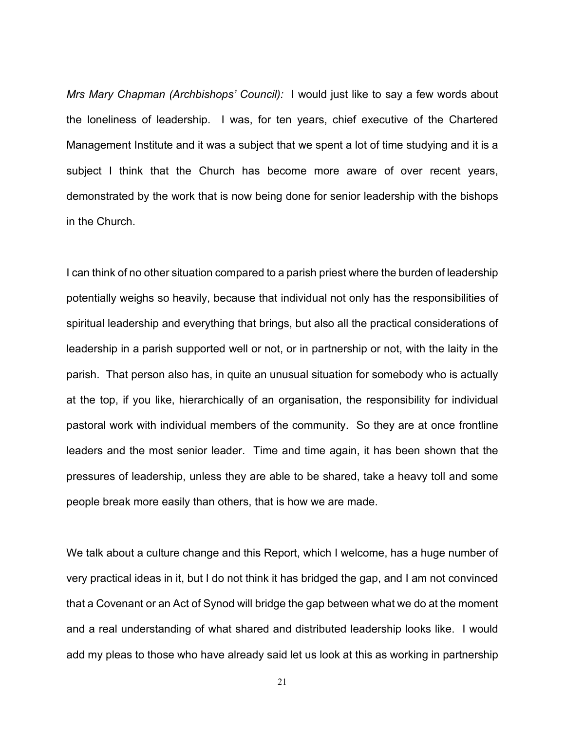*Mrs Mary Chapman (Archbishops' Council):* I would just like to say a few words about the loneliness of leadership. I was, for ten years, chief executive of the Chartered Management Institute and it was a subject that we spent a lot of time studying and it is a subject I think that the Church has become more aware of over recent years, demonstrated by the work that is now being done for senior leadership with the bishops in the Church.

I can think of no other situation compared to a parish priest where the burden of leadership potentially weighs so heavily, because that individual not only has the responsibilities of spiritual leadership and everything that brings, but also all the practical considerations of leadership in a parish supported well or not, or in partnership or not, with the laity in the parish. That person also has, in quite an unusual situation for somebody who is actually at the top, if you like, hierarchically of an organisation, the responsibility for individual pastoral work with individual members of the community. So they are at once frontline leaders and the most senior leader. Time and time again, it has been shown that the pressures of leadership, unless they are able to be shared, take a heavy toll and some people break more easily than others, that is how we are made.

We talk about a culture change and this Report, which I welcome, has a huge number of very practical ideas in it, but I do not think it has bridged the gap, and I am not convinced that a Covenant or an Act of Synod will bridge the gap between what we do at the moment and a real understanding of what shared and distributed leadership looks like. I would add my pleas to those who have already said let us look at this as working in partnership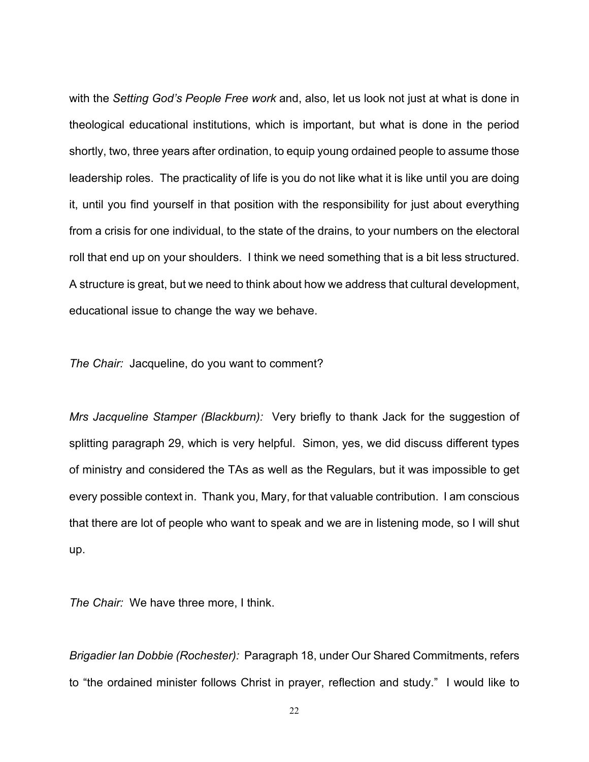with the *Setting God's People Free work* and, also, let us look not just at what is done in theological educational institutions, which is important, but what is done in the period shortly, two, three years after ordination, to equip young ordained people to assume those leadership roles. The practicality of life is you do not like what it is like until you are doing it, until you find yourself in that position with the responsibility for just about everything from a crisis for one individual, to the state of the drains, to your numbers on the electoral roll that end up on your shoulders. I think we need something that is a bit less structured. A structure is great, but we need to think about how we address that cultural development, educational issue to change the way we behave.

*The Chair:* Jacqueline, do you want to comment?

*Mrs Jacqueline Stamper (Blackburn):* Very briefly to thank Jack for the suggestion of splitting paragraph 29, which is very helpful. Simon, yes, we did discuss different types of ministry and considered the TAs as well as the Regulars, but it was impossible to get every possible context in. Thank you, Mary, for that valuable contribution. I am conscious that there are lot of people who want to speak and we are in listening mode, so I will shut up.

*The Chair:* We have three more, I think.

*Brigadier Ian Dobbie (Rochester):* Paragraph 18, under Our Shared Commitments, refers to "the ordained minister follows Christ in prayer, reflection and study." I would like to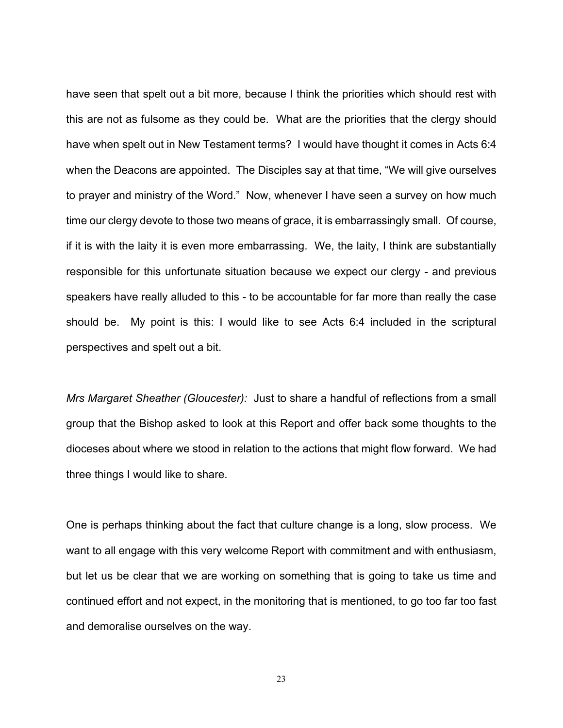have seen that spelt out a bit more, because I think the priorities which should rest with this are not as fulsome as they could be. What are the priorities that the clergy should have when spelt out in New Testament terms? I would have thought it comes in Acts 6:4 when the Deacons are appointed. The Disciples say at that time, "We will give ourselves to prayer and ministry of the Word." Now, whenever I have seen a survey on how much time our clergy devote to those two means of grace, it is embarrassingly small. Of course, if it is with the laity it is even more embarrassing. We, the laity, I think are substantially responsible for this unfortunate situation because we expect our clergy - and previous speakers have really alluded to this - to be accountable for far more than really the case should be. My point is this: I would like to see Acts 6:4 included in the scriptural perspectives and spelt out a bit.

*Mrs Margaret Sheather (Gloucester):* Just to share a handful of reflections from a small group that the Bishop asked to look at this Report and offer back some thoughts to the dioceses about where we stood in relation to the actions that might flow forward. We had three things I would like to share.

One is perhaps thinking about the fact that culture change is a long, slow process. We want to all engage with this very welcome Report with commitment and with enthusiasm, but let us be clear that we are working on something that is going to take us time and continued effort and not expect, in the monitoring that is mentioned, to go too far too fast and demoralise ourselves on the way.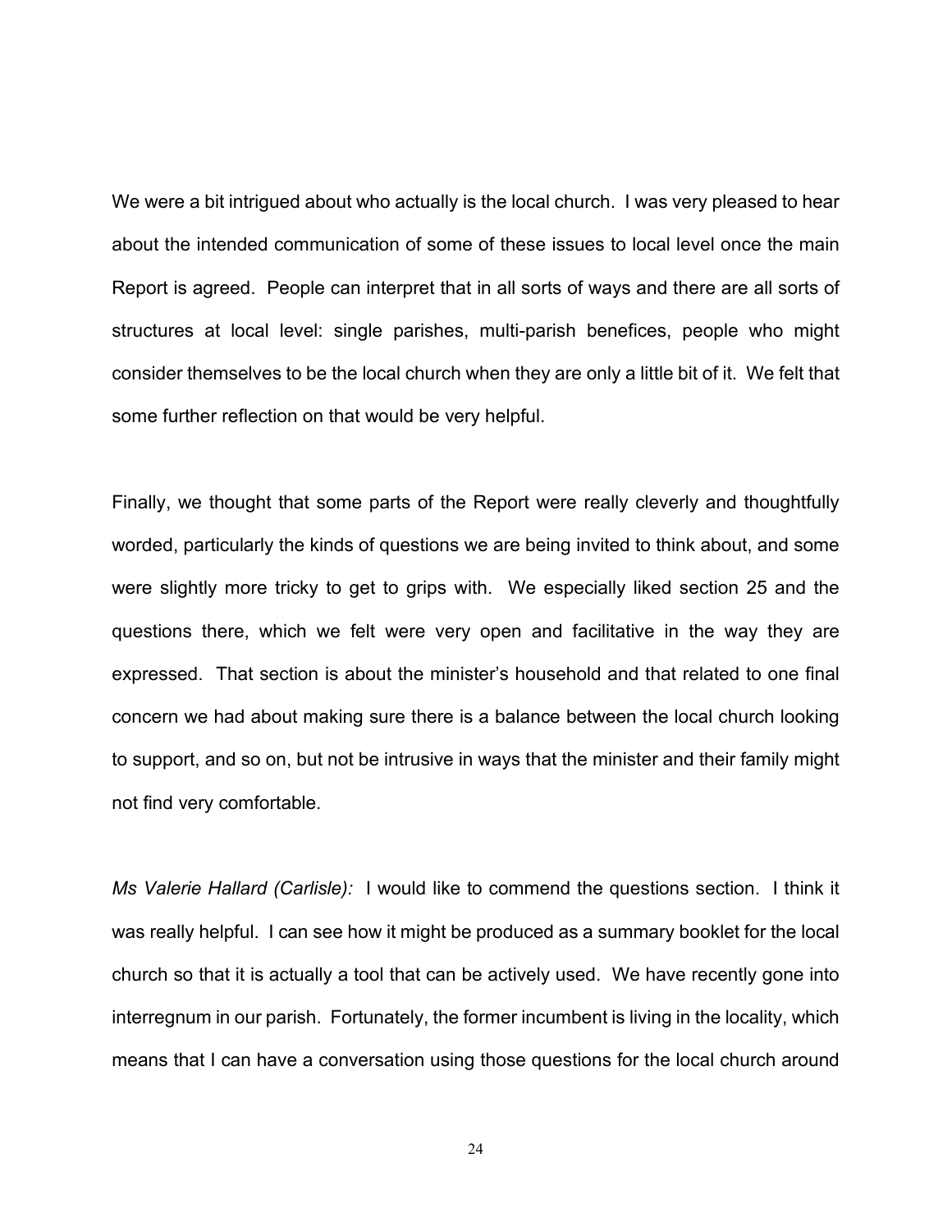We were a bit intrigued about who actually is the local church. I was very pleased to hear about the intended communication of some of these issues to local level once the main Report is agreed. People can interpret that in all sorts of ways and there are all sorts of structures at local level: single parishes, multi-parish benefices, people who might consider themselves to be the local church when they are only a little bit of it. We felt that some further reflection on that would be very helpful.

Finally, we thought that some parts of the Report were really cleverly and thoughtfully worded, particularly the kinds of questions we are being invited to think about, and some were slightly more tricky to get to grips with. We especially liked section 25 and the questions there, which we felt were very open and facilitative in the way they are expressed. That section is about the minister's household and that related to one final concern we had about making sure there is a balance between the local church looking to support, and so on, but not be intrusive in ways that the minister and their family might not find very comfortable.

*Ms Valerie Hallard (Carlisle):* I would like to commend the questions section. I think it was really helpful. I can see how it might be produced as a summary booklet for the local church so that it is actually a tool that can be actively used. We have recently gone into interregnum in our parish. Fortunately, the former incumbent is living in the locality, which means that I can have a conversation using those questions for the local church around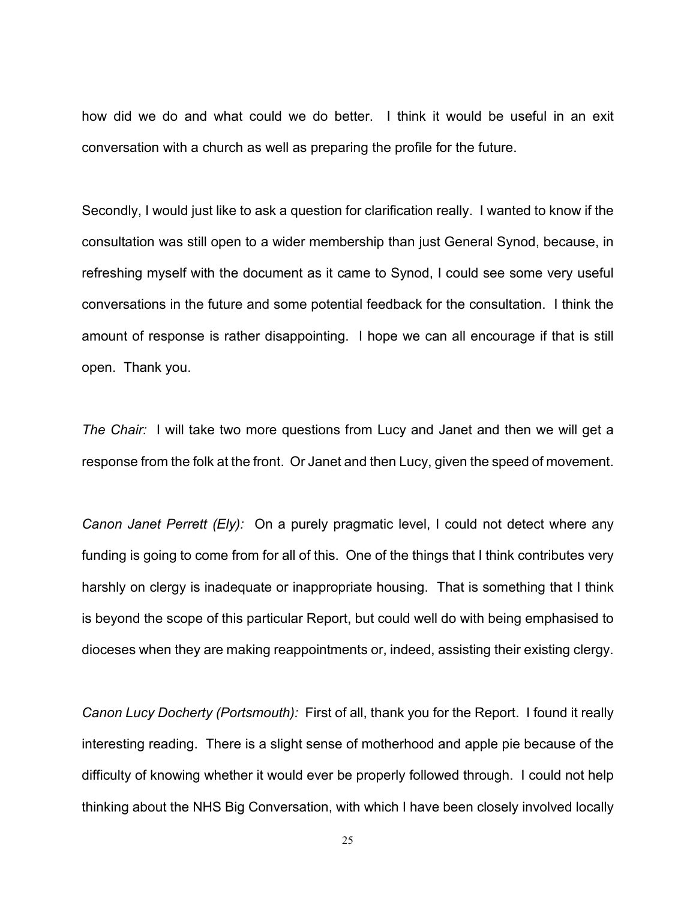how did we do and what could we do better. I think it would be useful in an exit conversation with a church as well as preparing the profile for the future.

Secondly, I would just like to ask a question for clarification really. I wanted to know if the consultation was still open to a wider membership than just General Synod, because, in refreshing myself with the document as it came to Synod, I could see some very useful conversations in the future and some potential feedback for the consultation. I think the amount of response is rather disappointing. I hope we can all encourage if that is still open. Thank you.

*The Chair:* I will take two more questions from Lucy and Janet and then we will get a response from the folk at the front. Or Janet and then Lucy, given the speed of movement.

*Canon Janet Perrett (Ely):* On a purely pragmatic level, I could not detect where any funding is going to come from for all of this. One of the things that I think contributes very harshly on clergy is inadequate or inappropriate housing. That is something that I think is beyond the scope of this particular Report, but could well do with being emphasised to dioceses when they are making reappointments or, indeed, assisting their existing clergy.

*Canon Lucy Docherty (Portsmouth):* First of all, thank you for the Report. I found it really interesting reading. There is a slight sense of motherhood and apple pie because of the difficulty of knowing whether it would ever be properly followed through. I could not help thinking about the NHS Big Conversation, with which I have been closely involved locally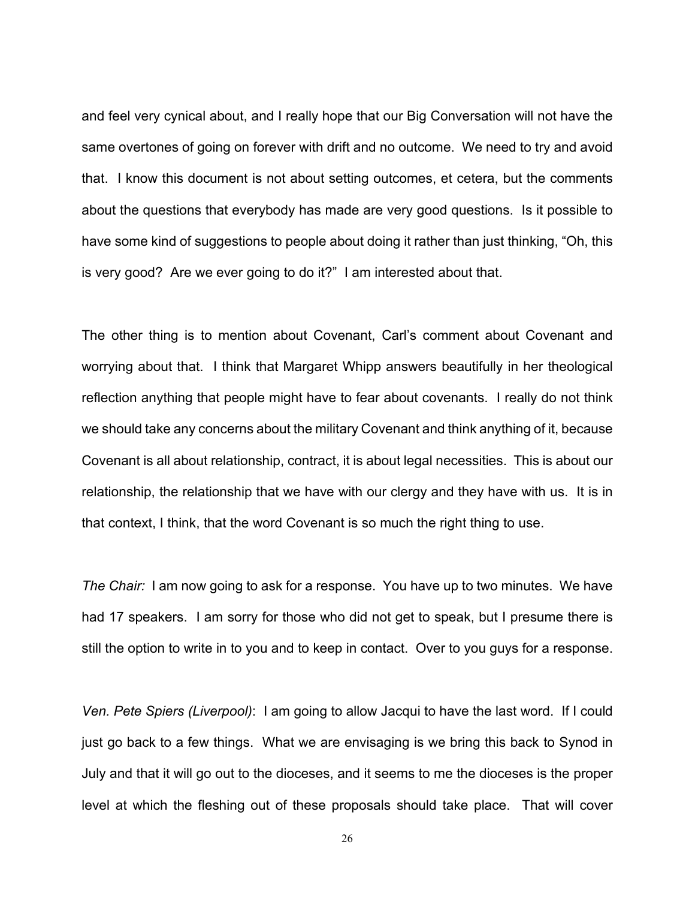and feel very cynical about, and I really hope that our Big Conversation will not have the same overtones of going on forever with drift and no outcome. We need to try and avoid that. I know this document is not about setting outcomes, et cetera, but the comments about the questions that everybody has made are very good questions. Is it possible to have some kind of suggestions to people about doing it rather than just thinking, “Oh, this is very good? Are we ever going to do it?” I am interested about that.

The other thing is to mention about Covenant, Carl’s comment about Covenant and worrying about that. I think that Margaret Whipp answers beautifully in her theological reflection anything that people might have to fear about covenants. I really do not think we should take any concerns about the military Covenant and think anything of it, because Covenant is all about relationship, contract, it is about legal necessities. This is about our relationship, the relationship that we have with our clergy and they have with us. It is in that context, I think, that the word Covenant is so much the right thing to use.

*The Chair:* I am now going to ask for a response. You have up to two minutes. We have had 17 speakers. I am sorry for those who did not get to speak, but I presume there is still the option to write in to you and to keep in contact. Over to you guys for a response.

*Ven. Pete Spiers (Liverpool)*: I am going to allow Jacqui to have the last word. If I could just go back to a few things. What we are envisaging is we bring this back to Synod in July and that it will go out to the dioceses, and it seems to me the dioceses is the proper level at which the fleshing out of these proposals should take place. That will cover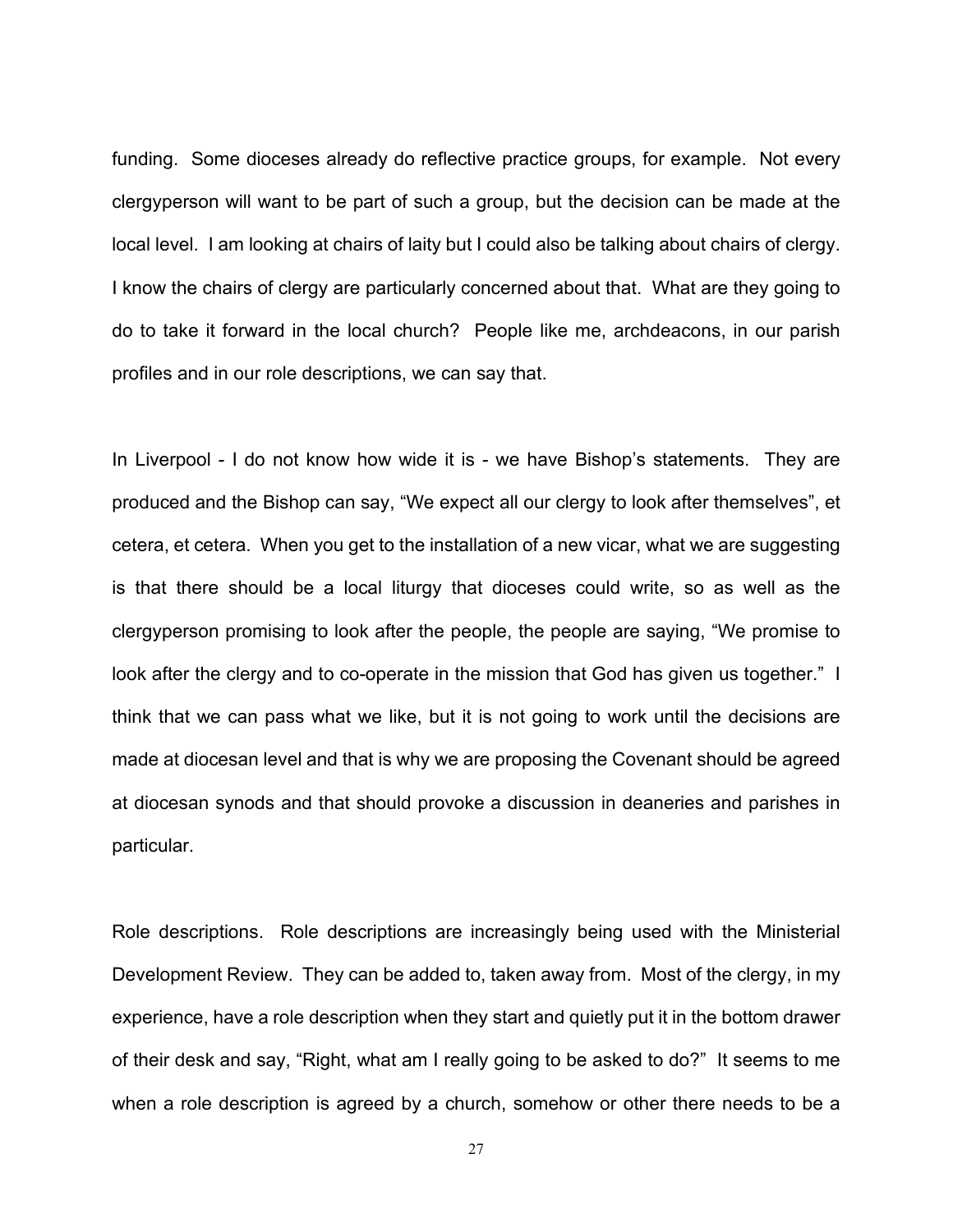funding. Some dioceses already do reflective practice groups, for example. Not every clergyperson will want to be part of such a group, but the decision can be made at the local level. I am looking at chairs of laity but I could also be talking about chairs of clergy. I know the chairs of clergy are particularly concerned about that. What are they going to do to take it forward in the local church? People like me, archdeacons, in our parish profiles and in our role descriptions, we can say that.

In Liverpool - I do not know how wide it is - we have Bishop's statements. They are produced and the Bishop can say, "We expect all our clergy to look after themselves", et cetera, et cetera. When you get to the installation of a new vicar, what we are suggesting is that there should be a local liturgy that dioceses could write, so as well as the clergyperson promising to look after the people, the people are saying, "We promise to look after the clergy and to co-operate in the mission that God has given us together." I think that we can pass what we like, but it is not going to work until the decisions are made at diocesan level and that is why we are proposing the Covenant should be agreed at diocesan synods and that should provoke a discussion in deaneries and parishes in particular.

Role descriptions. Role descriptions are increasingly being used with the Ministerial Development Review. They can be added to, taken away from. Most of the clergy, in my experience, have a role description when they start and quietly put it in the bottom drawer of their desk and say, "Right, what am I really going to be asked to do?" It seems to me when a role description is agreed by a church, somehow or other there needs to be a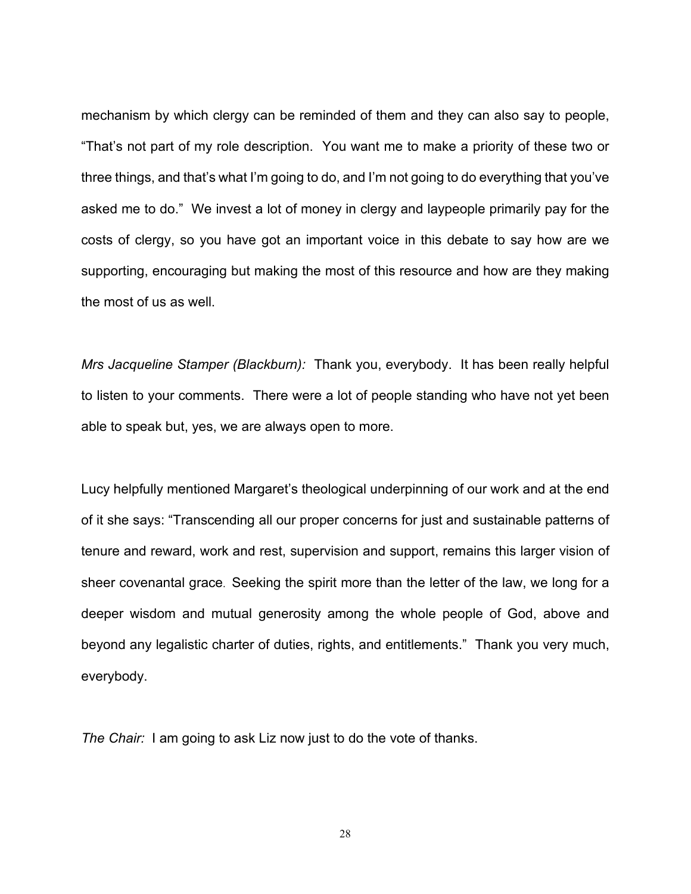mechanism by which clergy can be reminded of them and they can also say to people, "That's not part of my role description. You want me to make a priority of these two or three things, and that's what I'm going to do, and I'm not going to do everything that you've asked me to do." We invest a lot of money in clergy and laypeople primarily pay for the costs of clergy, so you have got an important voice in this debate to say how are we supporting, encouraging but making the most of this resource and how are they making the most of us as well.

*Mrs Jacqueline Stamper (Blackburn):* Thank you, everybody. It has been really helpful to listen to your comments. There were a lot of people standing who have not yet been able to speak but, yes, we are always open to more.

Lucy helpfully mentioned Margaret's theological underpinning of our work and at the end of it she says: "Transcending all our proper concerns for just and sustainable patterns of tenure and reward, work and rest, supervision and support, remains this larger vision of sheer covenantal grace. Seeking the spirit more than the letter of the law, we long for a deeper wisdom and mutual generosity among the whole people of God, above and beyond any legalistic charter of duties, rights, and entitlements." Thank you very much, everybody.

*The Chair:* I am going to ask Liz now just to do the vote of thanks.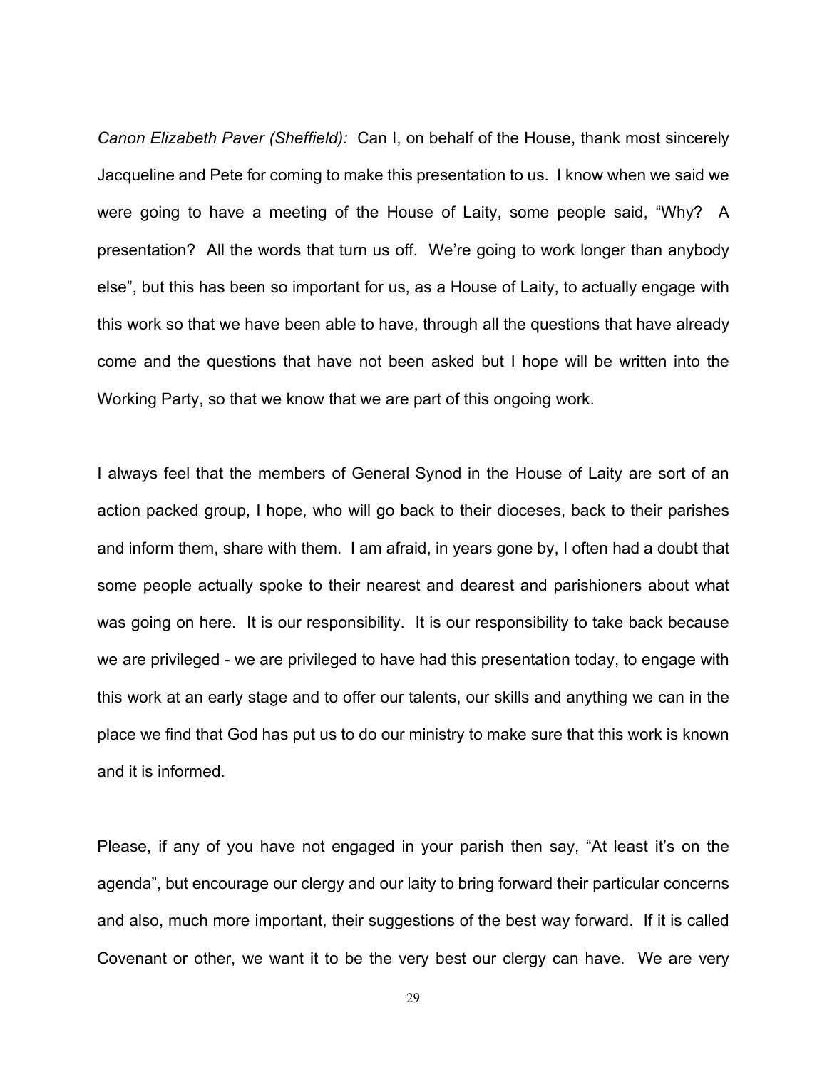*Canon Elizabeth Paver (Sheffield):* Can I, on behalf of the House, thank most sincerely Jacqueline and Pete for coming to make this presentation to us. I know when we said we were going to have a meeting of the House of Laity, some people said, "Why? A presentation? All the words that turn us off. We're going to work longer than anybody else", but this has been so important for us, as a House of Laity, to actually engage with this work so that we have been able to have, through all the questions that have already come and the questions that have not been asked but I hope will be written into the Working Party, so that we know that we are part of this ongoing work.

I always feel that the members of General Synod in the House of Laity are sort of an action packed group, I hope, who will go back to their dioceses, back to their parishes and inform them, share with them. I am afraid, in years gone by, I often had a doubt that some people actually spoke to their nearest and dearest and parishioners about what was going on here. It is our responsibility. It is our responsibility to take back because we are privileged - we are privileged to have had this presentation today, to engage with this work at an early stage and to offer our talents, our skills and anything we can in the place we find that God has put us to do our ministry to make sure that this work is known and it is informed.

Please, if any of you have not engaged in your parish then say, "At least it's on the agenda", but encourage our clergy and our laity to bring forward their particular concerns and also, much more important, their suggestions of the best way forward. If it is called Covenant or other, we want it to be the very best our clergy can have. We are very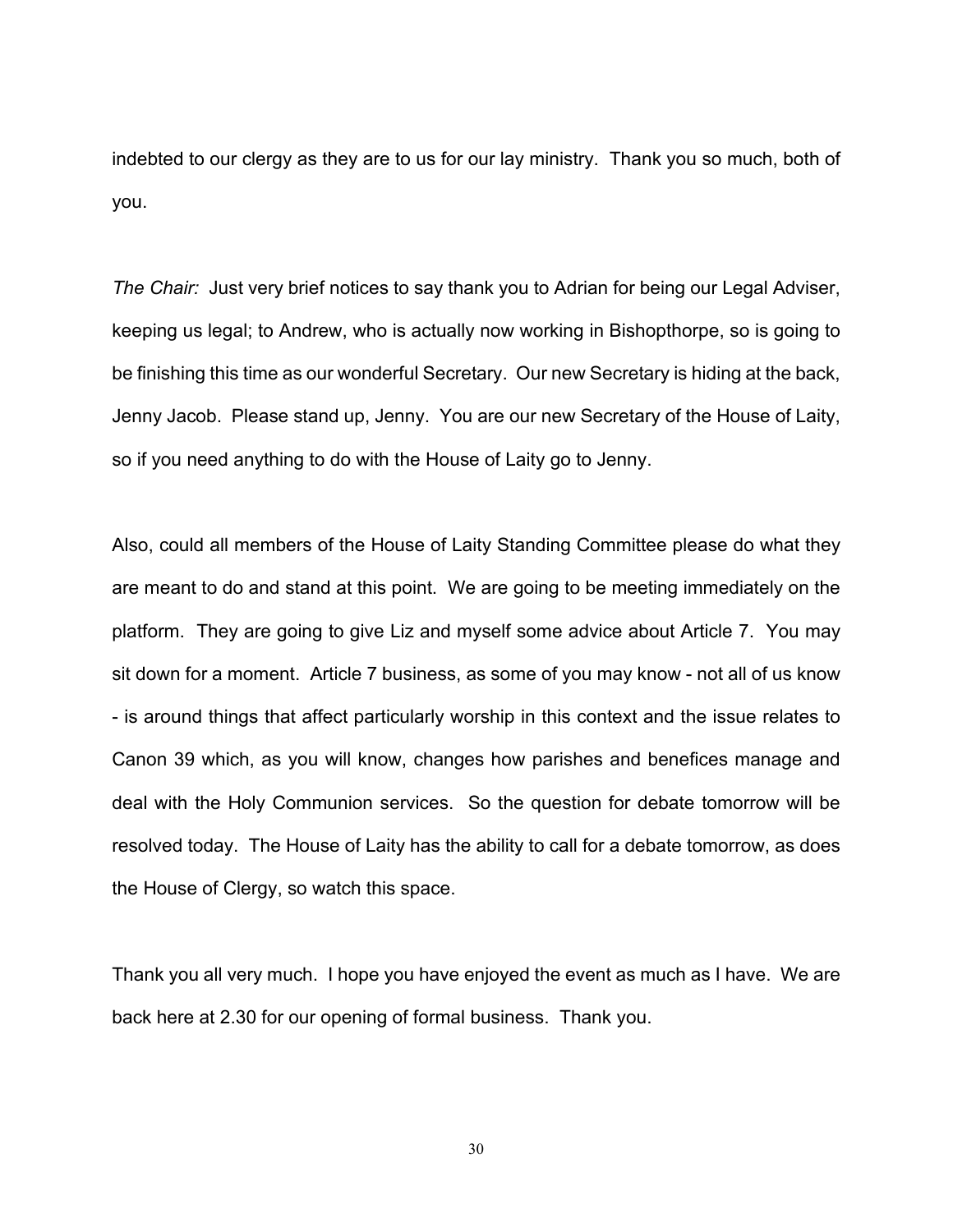indebted to our clergy as they are to us for our lay ministry. Thank you so much, both of you.

*The Chair:* Just very brief notices to say thank you to Adrian for being our Legal Adviser, keeping us legal; to Andrew, who is actually now working in Bishopthorpe, so is going to be finishing this time as our wonderful Secretary. Our new Secretary is hiding at the back, Jenny Jacob. Please stand up, Jenny. You are our new Secretary of the House of Laity, so if you need anything to do with the House of Laity go to Jenny.

Also, could all members of the House of Laity Standing Committee please do what they are meant to do and stand at this point. We are going to be meeting immediately on the platform. They are going to give Liz and myself some advice about Article 7. You may sit down for a moment. Article 7 business, as some of you may know - not all of us know - is around things that affect particularly worship in this context and the issue relates to Canon 39 which, as you will know, changes how parishes and benefices manage and deal with the Holy Communion services. So the question for debate tomorrow will be resolved today. The House of Laity has the ability to call for a debate tomorrow, as does the House of Clergy, so watch this space.

Thank you all very much. I hope you have enjoyed the event as much as I have. We are back here at 2.30 for our opening of formal business. Thank you.